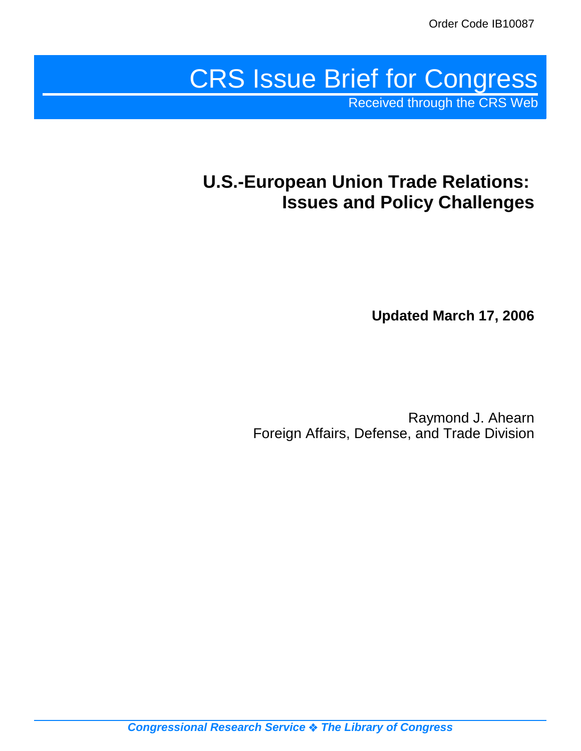Order Code IB10087

# CRS Issue Brief for Congress

Received through the CRS Web

## U.S.-European Union Trade Relations: Issues and Policy Challenges

**Updated March 17, 2006**

Raymond J. Ahearn
Foreign Affairs, Defense, and Trade Division

***Congressional Research Service ❖ The Library of Congress***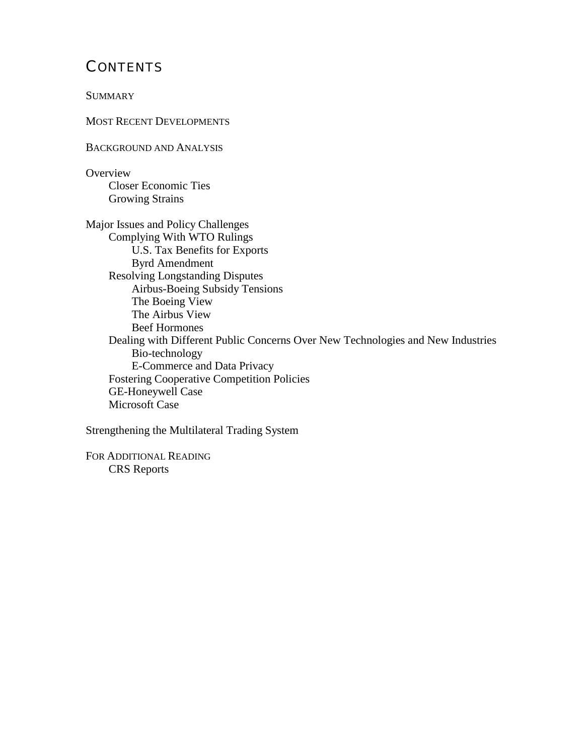# CONTENTS

SUMMARY

MOST RECENT DEVELOPMENTS

BACKGROUND AND ANALYSIS

Overview
- Closer Economic Ties
- Growing Strains

Major Issues and Policy Challenges
- Complying With WTO Rulings
  - U.S. Tax Benefits for Exports
  - Byrd Amendment
- Resolving Longstanding Disputes
  - Airbus-Boeing Subsidy Tensions
  - The Boeing View
  - The Airbus View
  - Beef Hormones
- Dealing with Different Public Concerns Over New Technologies and New Industries
  - Bio-technology
  - E-Commerce and Data Privacy
- Fostering Cooperative Competition Policies
- GE-Honeywell Case
- Microsoft Case

Strengthening the Multilateral Trading System

FOR ADDITIONAL READING
- CRS Reports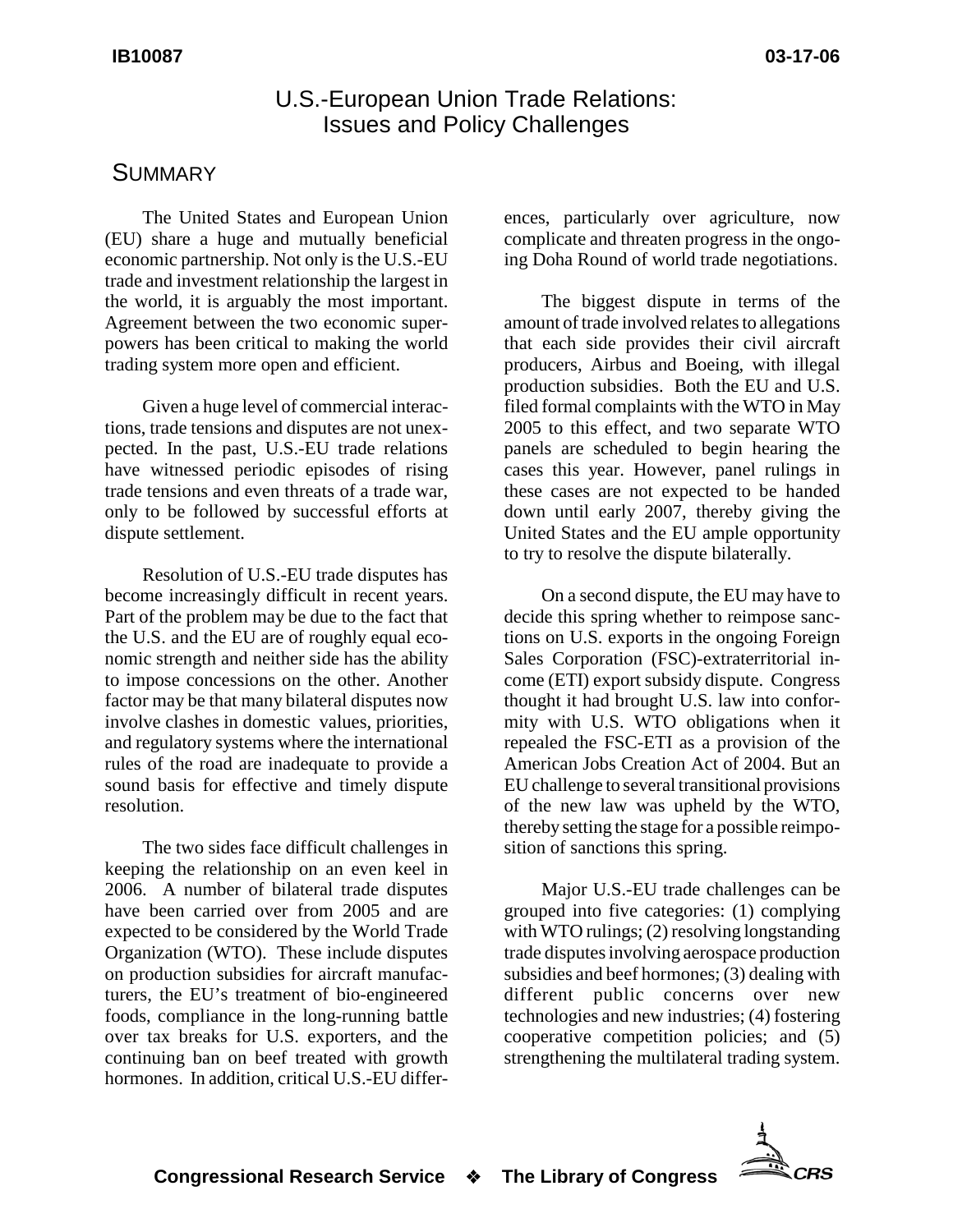# U.S.-European Union Trade Relations: Issues and Policy Challenges

## SUMMARY

The United States and European Union (EU) share a huge and mutually beneficial economic partnership. Not only is the U.S.-EU trade and investment relationship the largest in the world, it is arguably the most important. Agreement between the two economic superpowers has been critical to making the world trading system more open and efficient.

Given a huge level of commercial interactions, trade tensions and disputes are not unexpected. In the past, U.S.-EU trade relations have witnessed periodic episodes of rising trade tensions and even threats of a trade war, only to be followed by successful efforts at dispute settlement.

Resolution of U.S.-EU trade disputes has become increasingly difficult in recent years. Part of the problem may be due to the fact that the U.S. and the EU are of roughly equal economic strength and neither side has the ability to impose concessions on the other. Another factor may be that many bilateral disputes now involve clashes in domestic values, priorities, and regulatory systems where the international rules of the road are inadequate to provide a sound basis for effective and timely dispute resolution.

The two sides face difficult challenges in keeping the relationship on an even keel in 2006. A number of bilateral trade disputes have been carried over from 2005 and are expected to be considered by the World Trade Organization (WTO). These include disputes on production subsidies for aircraft manufacturers, the EU's treatment of bio-engineered foods, compliance in the long-running battle over tax breaks for U.S. exporters, and the continuing ban on beef treated with growth hormones. In addition, critical U.S.-EU differences, particularly over agriculture, now complicate and threaten progress in the ongoing Doha Round of world trade negotiations.

The biggest dispute in terms of the amount of trade involved relates to allegations that each side provides their civil aircraft producers, Airbus and Boeing, with illegal production subsidies. Both the EU and U.S. filed formal complaints with the WTO in May 2005 to this effect, and two separate WTO panels are scheduled to begin hearing the cases this year. However, panel rulings in these cases are not expected to be handed down until early 2007, thereby giving the United States and the EU ample opportunity to try to resolve the dispute bilaterally.

On a second dispute, the EU may have to decide this spring whether to reimpose sanctions on U.S. exports in the ongoing Foreign Sales Corporation (FSC)-extraterritorial income (ETI) export subsidy dispute. Congress thought it had brought U.S. law into conformity with U.S. WTO obligations when it repealed the FSC-ETI as a provision of the American Jobs Creation Act of 2004. But an EU challenge to several transitional provisions of the new law was upheld by the WTO, thereby setting the stage for a possible reimposition of sanctions this spring.

Major U.S.-EU trade challenges can be grouped into five categories: (1) complying with WTO rulings; (2) resolving longstanding trade disputes involving aerospace production subsidies and beef hormones; (3) dealing with different public concerns over new technologies and new industries; (4) fostering cooperative competition policies; and (5) strengthening the multilateral trading system.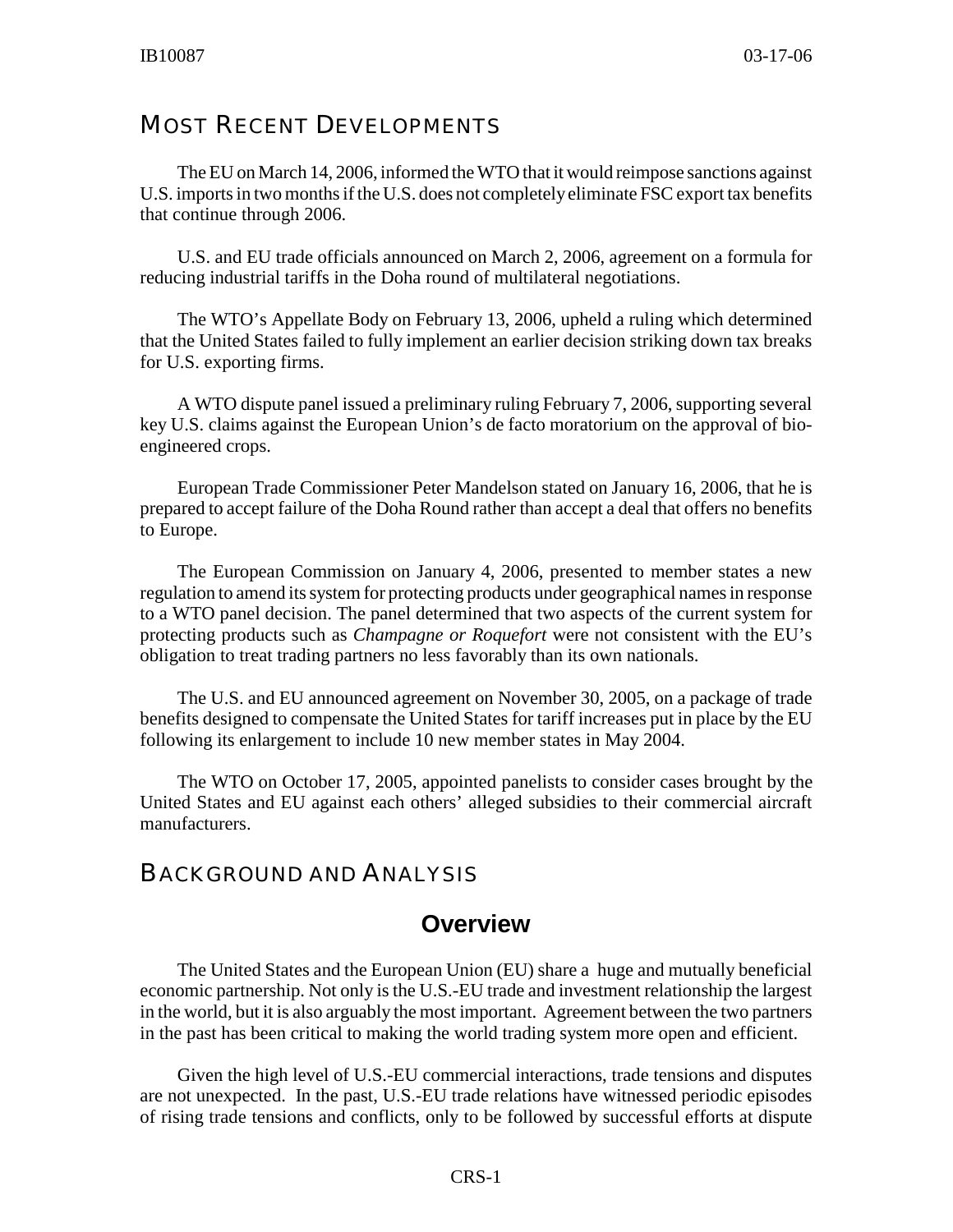## Most Recent Developments

The EU on March 14, 2006, informed the WTO that it would reimpose sanctions against U.S. imports in two months if the U.S. does not completely eliminate FSC export tax benefits that continue through 2006.

U.S. and EU trade officials announced on March 2, 2006, agreement on a formula for reducing industrial tariffs in the Doha round of multilateral negotiations.

The WTO's Appellate Body on February 13, 2006, upheld a ruling which determined that the United States failed to fully implement an earlier decision striking down tax breaks for U.S. exporting firms.

A WTO dispute panel issued a preliminary ruling February 7, 2006, supporting several key U.S. claims against the European Union's de facto moratorium on the approval of bio-engineered crops.

European Trade Commissioner Peter Mandelson stated on January 16, 2006, that he is prepared to accept failure of the Doha Round rather than accept a deal that offers no benefits to Europe.

The European Commission on January 4, 2006, presented to member states a new regulation to amend its system for protecting products under geographical names in response to a WTO panel decision. The panel determined that two aspects of the current system for protecting products such as *Champagne or Roquefort* were not consistent with the EU's obligation to treat trading partners no less favorably than its own nationals.

The U.S. and EU announced agreement on November 30, 2005, on a package of trade benefits designed to compensate the United States for tariff increases put in place by the EU following its enlargement to include 10 new member states in May 2004.

The WTO on October 17, 2005, appointed panelists to consider cases brought by the United States and EU against each others' alleged subsidies to their commercial aircraft manufacturers.

## Background and Analysis

### Overview

The United States and the European Union (EU) share a huge and mutually beneficial economic partnership. Not only is the U.S.-EU trade and investment relationship the largest in the world, but it is also arguably the most important. Agreement between the two partners in the past has been critical to making the world trading system more open and efficient.

Given the high level of U.S.-EU commercial interactions, trade tensions and disputes are not unexpected. In the past, U.S.-EU trade relations have witnessed periodic episodes of rising trade tensions and conflicts, only to be followed by successful efforts at dispute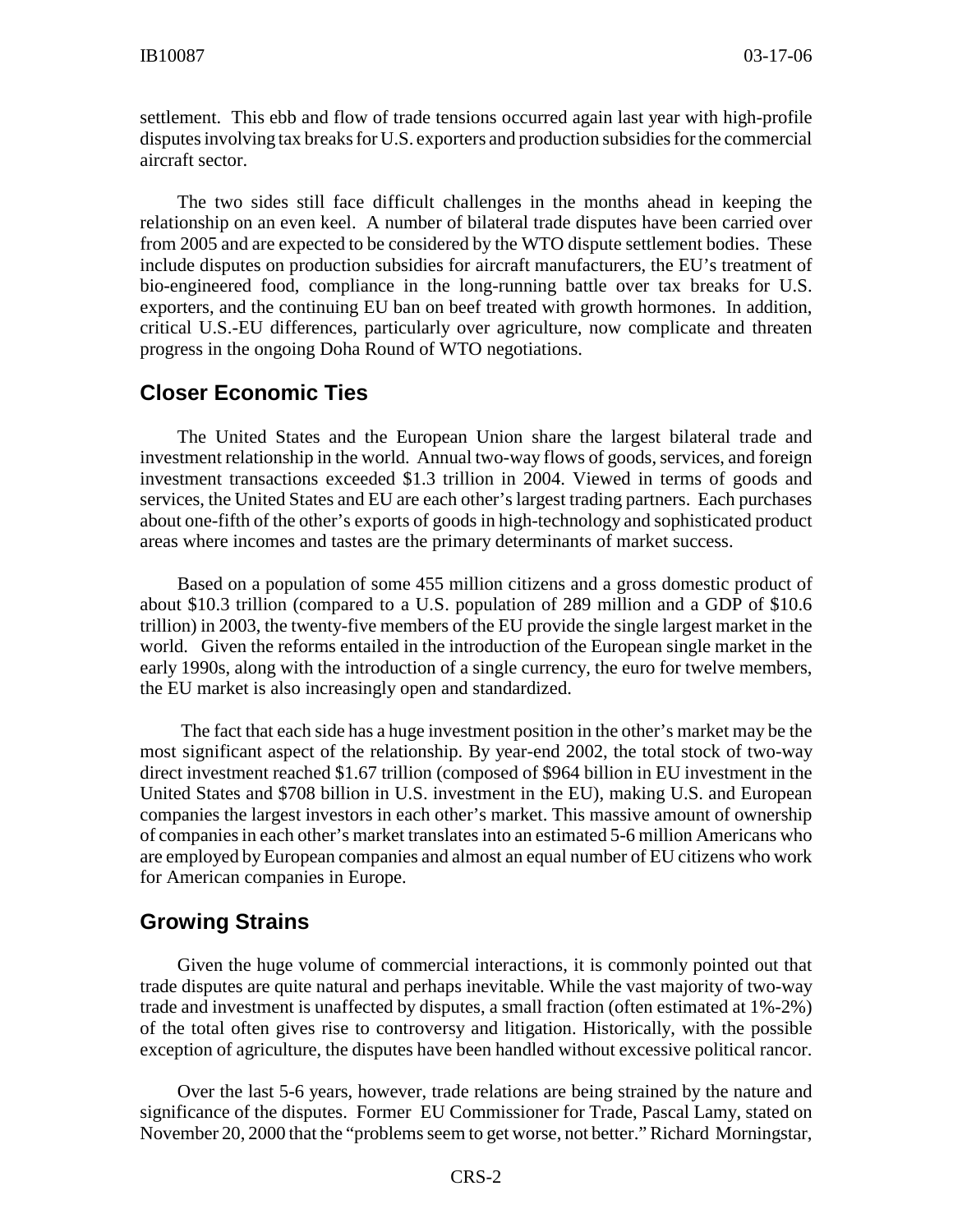settlement. This ebb and flow of trade tensions occurred again last year with high-profile disputes involving tax breaks for U.S. exporters and production subsidies for the commercial aircraft sector.

The two sides still face difficult challenges in the months ahead in keeping the relationship on an even keel. A number of bilateral trade disputes have been carried over from 2005 and are expected to be considered by the WTO dispute settlement bodies. These include disputes on production subsidies for aircraft manufacturers, the EU's treatment of bio-engineered food, compliance in the long-running battle over tax breaks for U.S. exporters, and the continuing EU ban on beef treated with growth hormones. In addition, critical U.S.-EU differences, particularly over agriculture, now complicate and threaten progress in the ongoing Doha Round of WTO negotiations.

## Closer Economic Ties

The United States and the European Union share the largest bilateral trade and investment relationship in the world. Annual two-way flows of goods, services, and foreign investment transactions exceeded $1.3 trillion in 2004. Viewed in terms of goods and services, the United States and EU are each other's largest trading partners. Each purchases about one-fifth of the other's exports of goods in high-technology and sophisticated product areas where incomes and tastes are the primary determinants of market success.

Based on a population of some 455 million citizens and a gross domestic product of about $10.3 trillion (compared to a U.S. population of 289 million and a GDP of $10.6 trillion) in 2003, the twenty-five members of the EU provide the single largest market in the world. Given the reforms entailed in the introduction of the European single market in the early 1990s, along with the introduction of a single currency, the euro for twelve members, the EU market is also increasingly open and standardized.

The fact that each side has a huge investment position in the other's market may be the most significant aspect of the relationship. By year-end 2002, the total stock of two-way direct investment reached $1.67 trillion (composed of $964 billion in EU investment in the United States and $708 billion in U.S. investment in the EU), making U.S. and European companies the largest investors in each other's market. This massive amount of ownership of companies in each other's market translates into an estimated 5-6 million Americans who are employed by European companies and almost an equal number of EU citizens who work for American companies in Europe.

## Growing Strains

Given the huge volume of commercial interactions, it is commonly pointed out that trade disputes are quite natural and perhaps inevitable. While the vast majority of two-way trade and investment is unaffected by disputes, a small fraction (often estimated at 1%-2%) of the total often gives rise to controversy and litigation. Historically, with the possible exception of agriculture, the disputes have been handled without excessive political rancor.

Over the last 5-6 years, however, trade relations are being strained by the nature and significance of the disputes. Former EU Commissioner for Trade, Pascal Lamy, stated on November 20, 2000 that the "problems seem to get worse, not better." Richard Morningstar,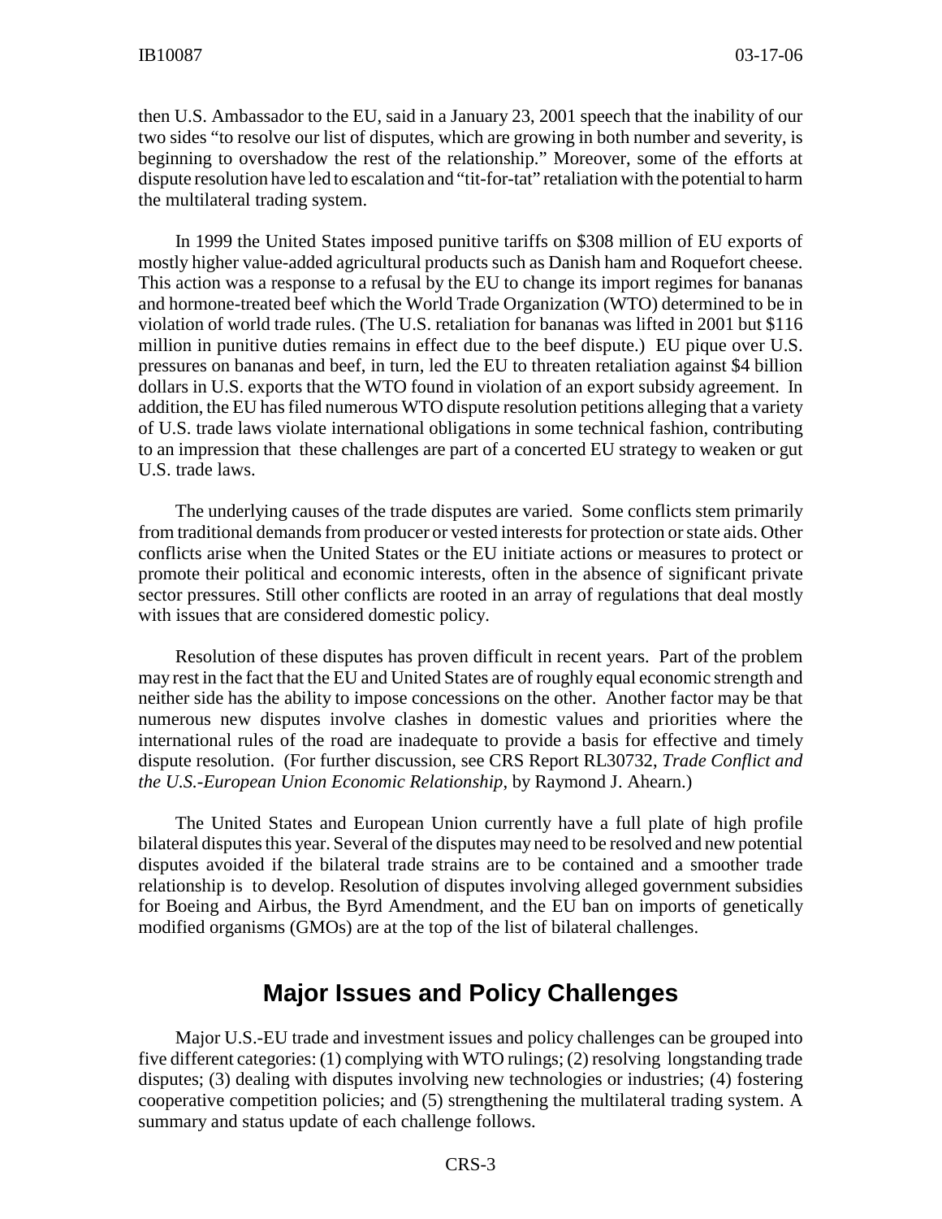then U.S. Ambassador to the EU, said in a January 23, 2001 speech that the inability of our two sides "to resolve our list of disputes, which are growing in both number and severity, is beginning to overshadow the rest of the relationship." Moreover, some of the efforts at dispute resolution have led to escalation and "tit-for-tat" retaliation with the potential to harm the multilateral trading system.

In 1999 the United States imposed punitive tariffs on $308 million of EU exports of mostly higher value-added agricultural products such as Danish ham and Roquefort cheese. This action was a response to a refusal by the EU to change its import regimes for bananas and hormone-treated beef which the World Trade Organization (WTO) determined to be in violation of world trade rules. (The U.S. retaliation for bananas was lifted in 2001 but $116 million in punitive duties remains in effect due to the beef dispute.) EU pique over U.S. pressures on bananas and beef, in turn, led the EU to threaten retaliation against $4 billion dollars in U.S. exports that the WTO found in violation of an export subsidy agreement. In addition, the EU has filed numerous WTO dispute resolution petitions alleging that a variety of U.S. trade laws violate international obligations in some technical fashion, contributing to an impression that these challenges are part of a concerted EU strategy to weaken or gut U.S. trade laws.

The underlying causes of the trade disputes are varied. Some conflicts stem primarily from traditional demands from producer or vested interests for protection or state aids. Other conflicts arise when the United States or the EU initiate actions or measures to protect or promote their political and economic interests, often in the absence of significant private sector pressures. Still other conflicts are rooted in an array of regulations that deal mostly with issues that are considered domestic policy.

Resolution of these disputes has proven difficult in recent years. Part of the problem may rest in the fact that the EU and United States are of roughly equal economic strength and neither side has the ability to impose concessions on the other. Another factor may be that numerous new disputes involve clashes in domestic values and priorities where the international rules of the road are inadequate to provide a basis for effective and timely dispute resolution. (For further discussion, see CRS Report RL30732, *Trade Conflict and the U.S.-European Union Economic Relationship*, by Raymond J. Ahearn.)

The United States and European Union currently have a full plate of high profile bilateral disputes this year. Several of the disputes may need to be resolved and new potential disputes avoided if the bilateral trade strains are to be contained and a smoother trade relationship is to develop. Resolution of disputes involving alleged government subsidies for Boeing and Airbus, the Byrd Amendment, and the EU ban on imports of genetically modified organisms (GMOs) are at the top of the list of bilateral challenges.

## Major Issues and Policy Challenges

Major U.S.-EU trade and investment issues and policy challenges can be grouped into five different categories: (1) complying with WTO rulings; (2) resolving longstanding trade disputes; (3) dealing with disputes involving new technologies or industries; (4) fostering cooperative competition policies; and (5) strengthening the multilateral trading system. A summary and status update of each challenge follows.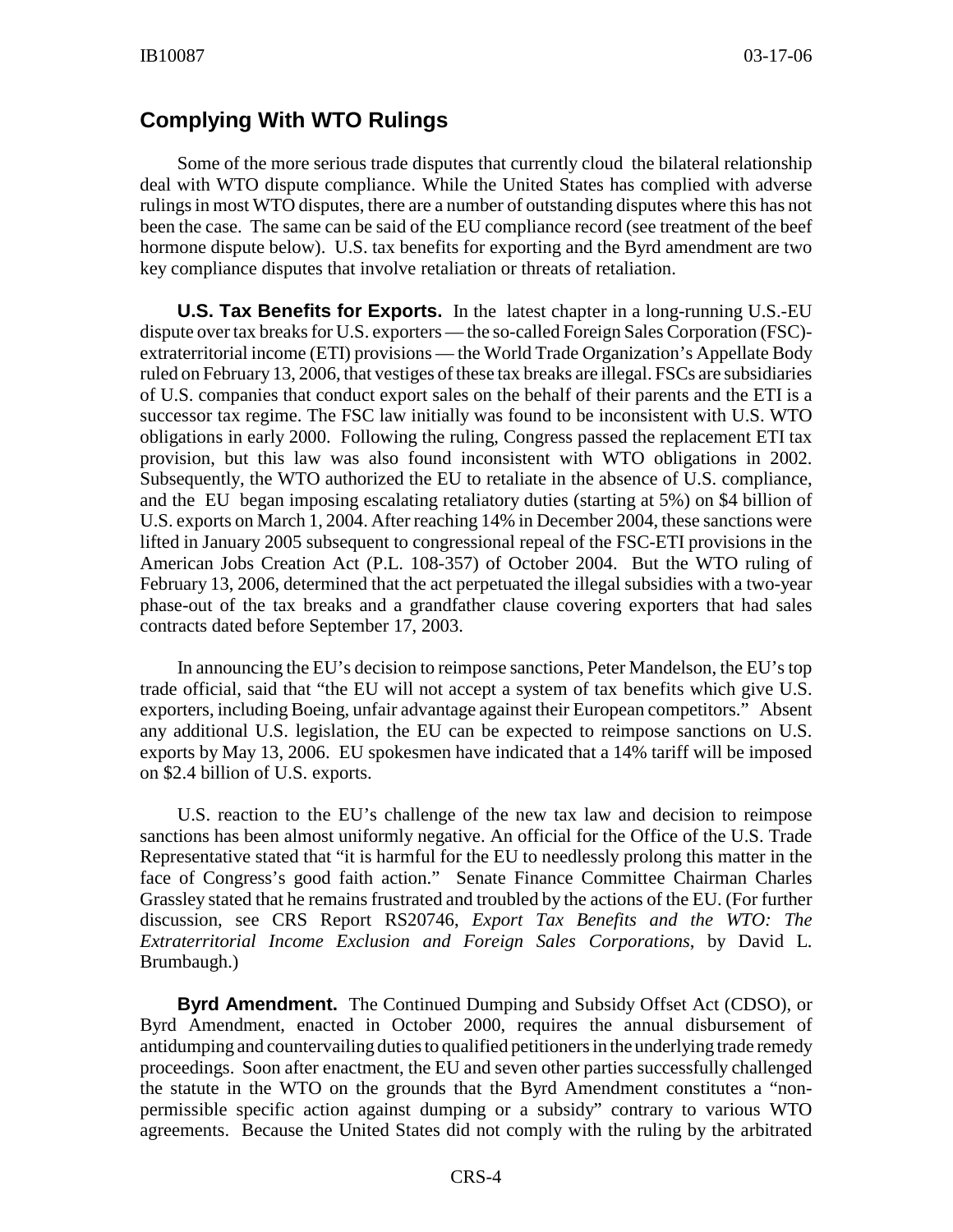## Complying With WTO Rulings

Some of the more serious trade disputes that currently cloud the bilateral relationship deal with WTO dispute compliance. While the United States has complied with adverse rulings in most WTO disputes, there are a number of outstanding disputes where this has not been the case. The same can be said of the EU compliance record (see treatment of the beef hormone dispute below). U.S. tax benefits for exporting and the Byrd amendment are two key compliance disputes that involve retaliation or threats of retaliation.

**U.S. Tax Benefits for Exports.** In the latest chapter in a long-running U.S.-EU dispute over tax breaks for U.S. exporters — the so-called Foreign Sales Corporation (FSC)-extraterritorial income (ETI) provisions — the World Trade Organization's Appellate Body ruled on February 13, 2006, that vestiges of these tax breaks are illegal. FSCs are subsidiaries of U.S. companies that conduct export sales on the behalf of their parents and the ETI is a successor tax regime. The FSC law initially was found to be inconsistent with U.S. WTO obligations in early 2000. Following the ruling, Congress passed the replacement ETI tax provision, but this law was also found inconsistent with WTO obligations in 2002. Subsequently, the WTO authorized the EU to retaliate in the absence of U.S. compliance, and the EU began imposing escalating retaliatory duties (starting at 5%) on $4 billion of U.S. exports on March 1, 2004. After reaching 14% in December 2004, these sanctions were lifted in January 2005 subsequent to congressional repeal of the FSC-ETI provisions in the American Jobs Creation Act (P.L. 108-357) of October 2004. But the WTO ruling of February 13, 2006, determined that the act perpetuated the illegal subsidies with a two-year phase-out of the tax breaks and a grandfather clause covering exporters that had sales contracts dated before September 17, 2003.

In announcing the EU's decision to reimpose sanctions, Peter Mandelson, the EU's top trade official, said that "the EU will not accept a system of tax benefits which give U.S. exporters, including Boeing, unfair advantage against their European competitors." Absent any additional U.S. legislation, the EU can be expected to reimpose sanctions on U.S. exports by May 13, 2006. EU spokesmen have indicated that a 14% tariff will be imposed on $2.4 billion of U.S. exports.

U.S. reaction to the EU's challenge of the new tax law and decision to reimpose sanctions has been almost uniformly negative. An official for the Office of the U.S. Trade Representative stated that "it is harmful for the EU to needlessly prolong this matter in the face of Congress's good faith action." Senate Finance Committee Chairman Charles Grassley stated that he remains frustrated and troubled by the actions of the EU. (For further discussion, see CRS Report RS20746, *Export Tax Benefits and the WTO: The Extraterritorial Income Exclusion and Foreign Sales Corporations*, by David L. Brumbaugh.)

**Byrd Amendment.** The Continued Dumping and Subsidy Offset Act (CDSO), or Byrd Amendment, enacted in October 2000, requires the annual disbursement of antidumping and countervailing duties to qualified petitioners in the underlying trade remedy proceedings. Soon after enactment, the EU and seven other parties successfully challenged the statute in the WTO on the grounds that the Byrd Amendment constitutes a "non-permissible specific action against dumping or a subsidy" contrary to various WTO agreements. Because the United States did not comply with the ruling by the arbitrated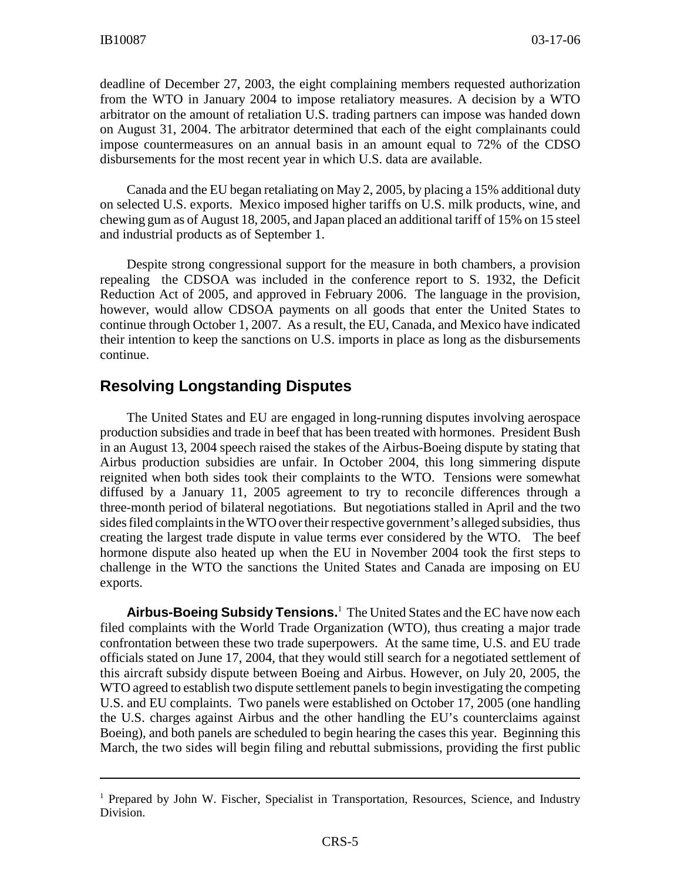deadline of December 27, 2003, the eight complaining members requested authorization from the WTO in January 2004 to impose retaliatory measures. A decision by a WTO arbitrator on the amount of retaliation U.S. trading partners can impose was handed down on August 31, 2004. The arbitrator determined that each of the eight complainants could impose countermeasures on an annual basis in an amount equal to 72% of the CDSO disbursements for the most recent year in which U.S. data are available.

Canada and the EU began retaliating on May 2, 2005, by placing a 15% additional duty on selected U.S. exports. Mexico imposed higher tariffs on U.S. milk products, wine, and chewing gum as of August 18, 2005, and Japan placed an additional tariff of 15% on 15 steel and industrial products as of September 1.

Despite strong congressional support for the measure in both chambers, a provision repealing the CDSOA was included in the conference report to S. 1932, the Deficit Reduction Act of 2005, and approved in February 2006. The language in the provision, however, would allow CDSOA payments on all goods that enter the United States to continue through October 1, 2007. As a result, the EU, Canada, and Mexico have indicated their intention to keep the sanctions on U.S. imports in place as long as the disbursements continue.

## Resolving Longstanding Disputes

The United States and EU are engaged in long-running disputes involving aerospace production subsidies and trade in beef that has been treated with hormones. President Bush in an August 13, 2004 speech raised the stakes of the Airbus-Boeing dispute by stating that Airbus production subsidies are unfair. In October 2004, this long simmering dispute reignited when both sides took their complaints to the WTO. Tensions were somewhat diffused by a January 11, 2005 agreement to try to reconcile differences through a three-month period of bilateral negotiations. But negotiations stalled in April and the two sides filed complaints in the WTO over their respective government's alleged subsidies, thus creating the largest trade dispute in value terms ever considered by the WTO. The beef hormone dispute also heated up when the EU in November 2004 took the first steps to challenge in the WTO the sanctions the United States and Canada are imposing on EU exports.

**Airbus-Boeing Subsidy Tensions.**[1] The United States and the EC have now each filed complaints with the World Trade Organization (WTO), thus creating a major trade confrontation between these two trade superpowers. At the same time, U.S. and EU trade officials stated on June 17, 2004, that they would still search for a negotiated settlement of this aircraft subsidy dispute between Boeing and Airbus. However, on July 20, 2005, the WTO agreed to establish two dispute settlement panels to begin investigating the competing U.S. and EU complaints. Two panels were established on October 17, 2005 (one handling the U.S. charges against Airbus and the other handling the EU's counterclaims against Boeing), and both panels are scheduled to begin hearing the cases this year. Beginning this March, the two sides will begin filing and rebuttal submissions, providing the first public

[1] Prepared by John W. Fischer, Specialist in Transportation, Resources, Science, and Industry Division.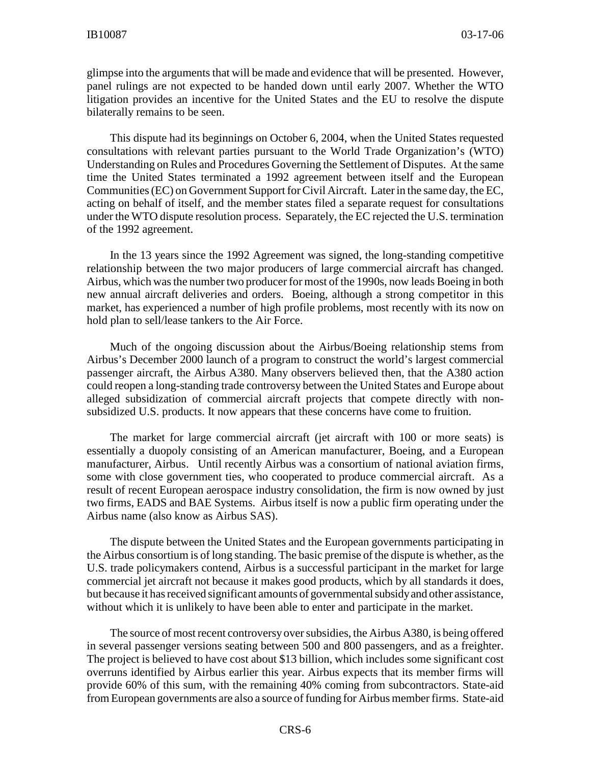glimpse into the arguments that will be made and evidence that will be presented. However, panel rulings are not expected to be handed down until early 2007. Whether the WTO litigation provides an incentive for the United States and the EU to resolve the dispute bilaterally remains to be seen.

This dispute had its beginnings on October 6, 2004, when the United States requested consultations with relevant parties pursuant to the World Trade Organization's (WTO) Understanding on Rules and Procedures Governing the Settlement of Disputes. At the same time the United States terminated a 1992 agreement between itself and the European Communities (EC) on Government Support for Civil Aircraft. Later in the same day, the EC, acting on behalf of itself, and the member states filed a separate request for consultations under the WTO dispute resolution process. Separately, the EC rejected the U.S. termination of the 1992 agreement.

In the 13 years since the 1992 Agreement was signed, the long-standing competitive relationship between the two major producers of large commercial aircraft has changed. Airbus, which was the number two producer for most of the 1990s, now leads Boeing in both new annual aircraft deliveries and orders. Boeing, although a strong competitor in this market, has experienced a number of high profile problems, most recently with its now on hold plan to sell/lease tankers to the Air Force.

Much of the ongoing discussion about the Airbus/Boeing relationship stems from Airbus's December 2000 launch of a program to construct the world's largest commercial passenger aircraft, the Airbus A380. Many observers believed then, that the A380 action could reopen a long-standing trade controversy between the United States and Europe about alleged subsidization of commercial aircraft projects that compete directly with non-subsidized U.S. products. It now appears that these concerns have come to fruition.

The market for large commercial aircraft (jet aircraft with 100 or more seats) is essentially a duopoly consisting of an American manufacturer, Boeing, and a European manufacturer, Airbus. Until recently Airbus was a consortium of national aviation firms, some with close government ties, who cooperated to produce commercial aircraft. As a result of recent European aerospace industry consolidation, the firm is now owned by just two firms, EADS and BAE Systems. Airbus itself is now a public firm operating under the Airbus name (also know as Airbus SAS).

The dispute between the United States and the European governments participating in the Airbus consortium is of long standing. The basic premise of the dispute is whether, as the U.S. trade policymakers contend, Airbus is a successful participant in the market for large commercial jet aircraft not because it makes good products, which by all standards it does, but because it has received significant amounts of governmental subsidy and other assistance, without which it is unlikely to have been able to enter and participate in the market.

The source of most recent controversy over subsidies, the Airbus A380, is being offered in several passenger versions seating between 500 and 800 passengers, and as a freighter. The project is believed to have cost about $13 billion, which includes some significant cost overruns identified by Airbus earlier this year. Airbus expects that its member firms will provide 60% of this sum, with the remaining 40% coming from subcontractors. State-aid from European governments are also a source of funding for Airbus member firms. State-aid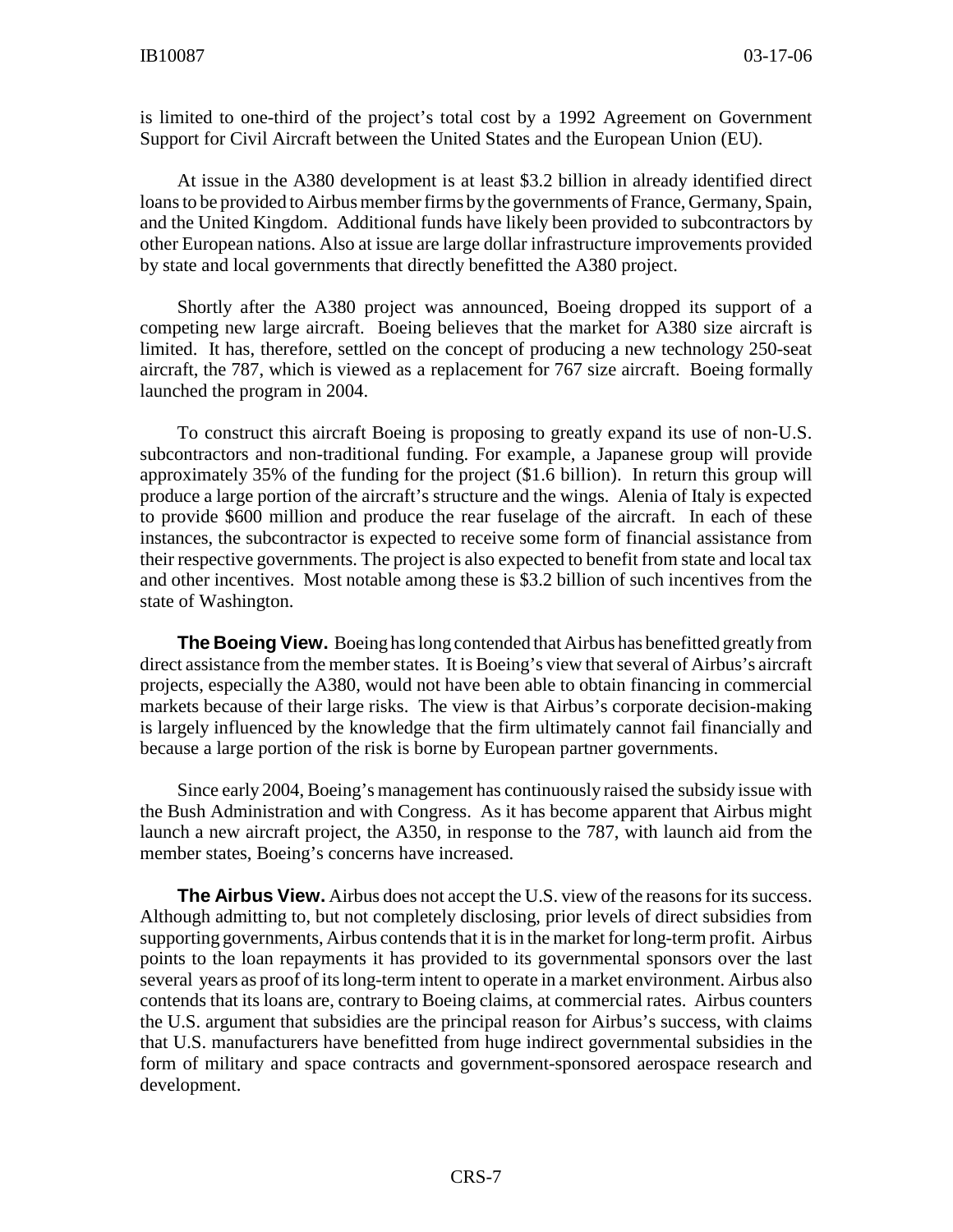is limited to one-third of the project's total cost by a 1992 Agreement on Government Support for Civil Aircraft between the United States and the European Union (EU).

At issue in the A380 development is at least $3.2 billion in already identified direct loans to be provided to Airbus member firms by the governments of France, Germany, Spain, and the United Kingdom. Additional funds have likely been provided to subcontractors by other European nations. Also at issue are large dollar infrastructure improvements provided by state and local governments that directly benefitted the A380 project.

Shortly after the A380 project was announced, Boeing dropped its support of a competing new large aircraft. Boeing believes that the market for A380 size aircraft is limited. It has, therefore, settled on the concept of producing a new technology 250-seat aircraft, the 787, which is viewed as a replacement for 767 size aircraft. Boeing formally launched the program in 2004.

To construct this aircraft Boeing is proposing to greatly expand its use of non-U.S. subcontractors and non-traditional funding. For example, a Japanese group will provide approximately 35% of the funding for the project ($1.6 billion). In return this group will produce a large portion of the aircraft's structure and the wings. Alenia of Italy is expected to provide $600 million and produce the rear fuselage of the aircraft. In each of these instances, the subcontractor is expected to receive some form of financial assistance from their respective governments. The project is also expected to benefit from state and local tax and other incentives. Most notable among these is $3.2 billion of such incentives from the state of Washington.

**The Boeing View.** Boeing has long contended that Airbus has benefitted greatly from direct assistance from the member states. It is Boeing's view that several of Airbus's aircraft projects, especially the A380, would not have been able to obtain financing in commercial markets because of their large risks. The view is that Airbus's corporate decision-making is largely influenced by the knowledge that the firm ultimately cannot fail financially and because a large portion of the risk is borne by European partner governments.

Since early 2004, Boeing's management has continuously raised the subsidy issue with the Bush Administration and with Congress. As it has become apparent that Airbus might launch a new aircraft project, the A350, in response to the 787, with launch aid from the member states, Boeing's concerns have increased.

**The Airbus View.** Airbus does not accept the U.S. view of the reasons for its success. Although admitting to, but not completely disclosing, prior levels of direct subsidies from supporting governments, Airbus contends that it is in the market for long-term profit. Airbus points to the loan repayments it has provided to its governmental sponsors over the last several years as proof of its long-term intent to operate in a market environment. Airbus also contends that its loans are, contrary to Boeing claims, at commercial rates. Airbus counters the U.S. argument that subsidies are the principal reason for Airbus's success, with claims that U.S. manufacturers have benefitted from huge indirect governmental subsidies in the form of military and space contracts and government-sponsored aerospace research and development.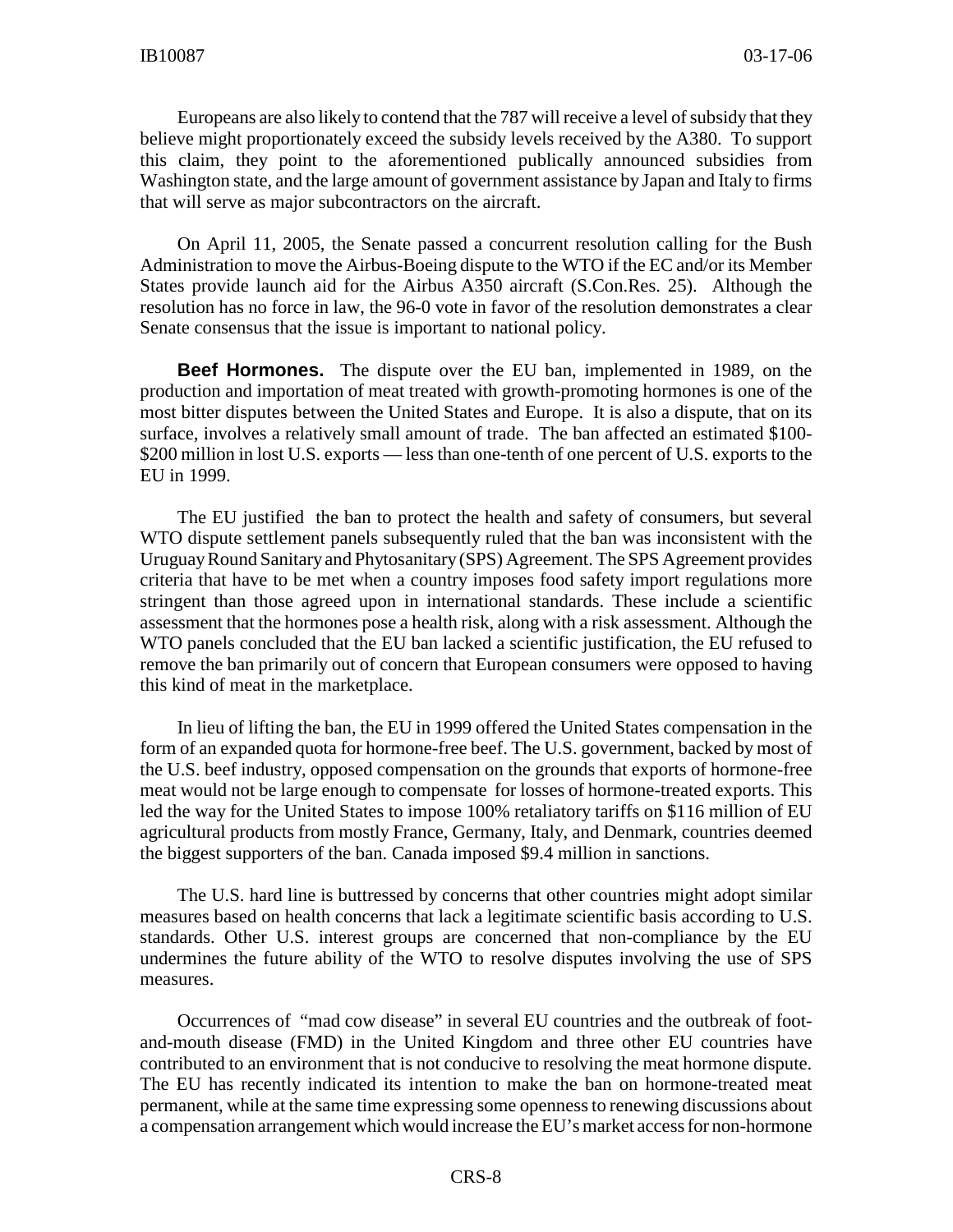Europeans are also likely to contend that the 787 will receive a level of subsidy that they believe might proportionately exceed the subsidy levels received by the A380. To support this claim, they point to the aforementioned publically announced subsidies from Washington state, and the large amount of government assistance by Japan and Italy to firms that will serve as major subcontractors on the aircraft.

On April 11, 2005, the Senate passed a concurrent resolution calling for the Bush Administration to move the Airbus-Boeing dispute to the WTO if the EC and/or its Member States provide launch aid for the Airbus A350 aircraft (S.Con.Res. 25). Although the resolution has no force in law, the 96-0 vote in favor of the resolution demonstrates a clear Senate consensus that the issue is important to national policy.

**Beef Hormones.** The dispute over the EU ban, implemented in 1989, on the production and importation of meat treated with growth-promoting hormones is one of the most bitter disputes between the United States and Europe. It is also a dispute, that on its surface, involves a relatively small amount of trade. The ban affected an estimated \$100-\$200 million in lost U.S. exports — less than one-tenth of one percent of U.S. exports to the EU in 1999.

The EU justified the ban to protect the health and safety of consumers, but several WTO dispute settlement panels subsequently ruled that the ban was inconsistent with the Uruguay Round Sanitary and Phytosanitary (SPS) Agreement. The SPS Agreement provides criteria that have to be met when a country imposes food safety import regulations more stringent than those agreed upon in international standards. These include a scientific assessment that the hormones pose a health risk, along with a risk assessment. Although the WTO panels concluded that the EU ban lacked a scientific justification, the EU refused to remove the ban primarily out of concern that European consumers were opposed to having this kind of meat in the marketplace.

In lieu of lifting the ban, the EU in 1999 offered the United States compensation in the form of an expanded quota for hormone-free beef. The U.S. government, backed by most of the U.S. beef industry, opposed compensation on the grounds that exports of hormone-free meat would not be large enough to compensate for losses of hormone-treated exports. This led the way for the United States to impose 100% retaliatory tariffs on \$116 million of EU agricultural products from mostly France, Germany, Italy, and Denmark, countries deemed the biggest supporters of the ban. Canada imposed \$9.4 million in sanctions.

The U.S. hard line is buttressed by concerns that other countries might adopt similar measures based on health concerns that lack a legitimate scientific basis according to U.S. standards. Other U.S. interest groups are concerned that non-compliance by the EU undermines the future ability of the WTO to resolve disputes involving the use of SPS measures.

Occurrences of "mad cow disease" in several EU countries and the outbreak of foot-and-mouth disease (FMD) in the United Kingdom and three other EU countries have contributed to an environment that is not conducive to resolving the meat hormone dispute. The EU has recently indicated its intention to make the ban on hormone-treated meat permanent, while at the same time expressing some openness to renewing discussions about a compensation arrangement which would increase the EU's market access for non-hormone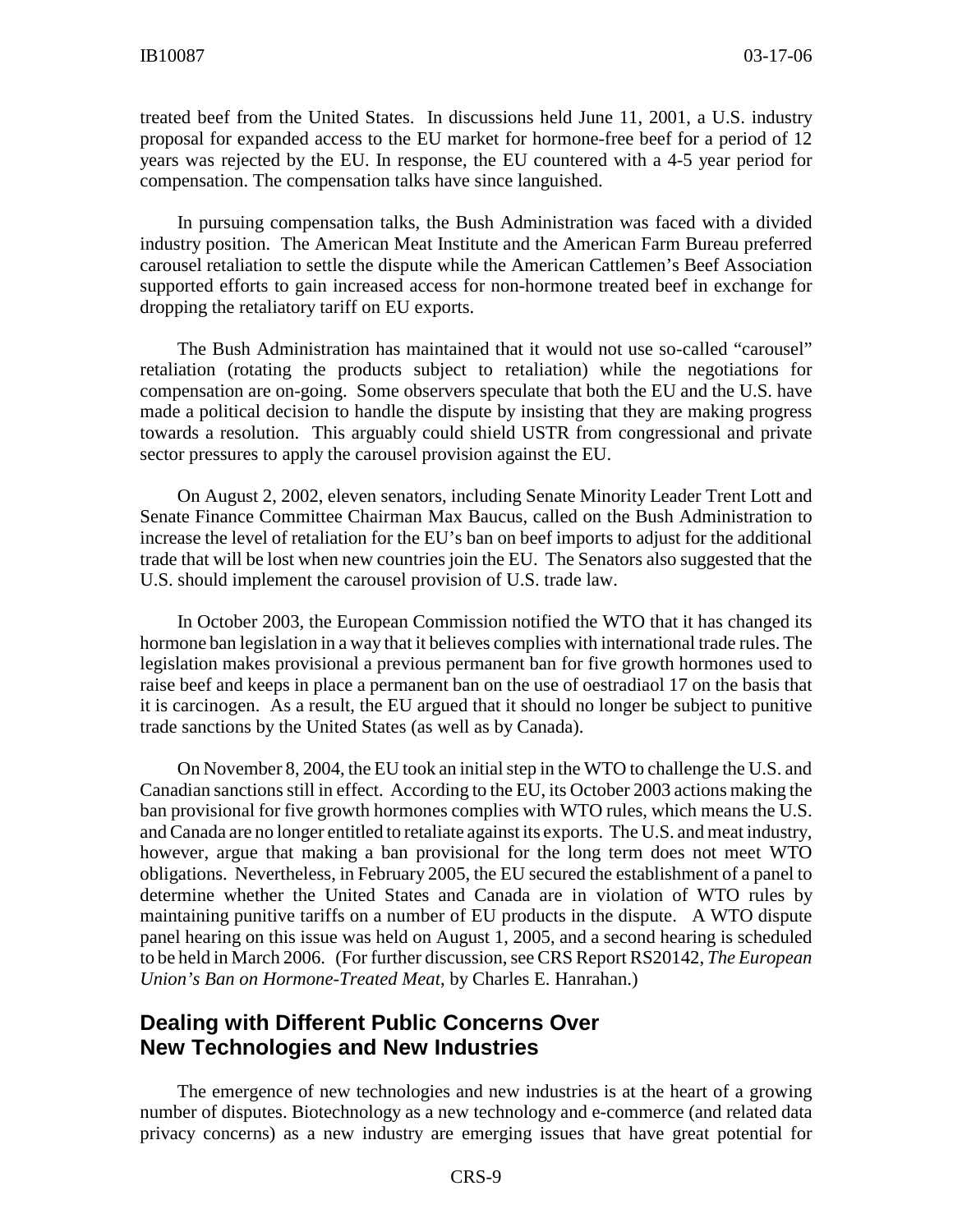treated beef from the United States. In discussions held June 11, 2001, a U.S. industry proposal for expanded access to the EU market for hormone-free beef for a period of 12 years was rejected by the EU. In response, the EU countered with a 4-5 year period for compensation. The compensation talks have since languished.

In pursuing compensation talks, the Bush Administration was faced with a divided industry position. The American Meat Institute and the American Farm Bureau preferred carousel retaliation to settle the dispute while the American Cattlemen's Beef Association supported efforts to gain increased access for non-hormone treated beef in exchange for dropping the retaliatory tariff on EU exports.

The Bush Administration has maintained that it would not use so-called "carousel" retaliation (rotating the products subject to retaliation) while the negotiations for compensation are on-going. Some observers speculate that both the EU and the U.S. have made a political decision to handle the dispute by insisting that they are making progress towards a resolution. This arguably could shield USTR from congressional and private sector pressures to apply the carousel provision against the EU.

On August 2, 2002, eleven senators, including Senate Minority Leader Trent Lott and Senate Finance Committee Chairman Max Baucus, called on the Bush Administration to increase the level of retaliation for the EU's ban on beef imports to adjust for the additional trade that will be lost when new countries join the EU. The Senators also suggested that the U.S. should implement the carousel provision of U.S. trade law.

In October 2003, the European Commission notified the WTO that it has changed its hormone ban legislation in a way that it believes complies with international trade rules. The legislation makes provisional a previous permanent ban for five growth hormones used to raise beef and keeps in place a permanent ban on the use of oestradiaol 17 on the basis that it is carcinogen. As a result, the EU argued that it should no longer be subject to punitive trade sanctions by the United States (as well as by Canada).

On November 8, 2004, the EU took an initial step in the WTO to challenge the U.S. and Canadian sanctions still in effect. According to the EU, its October 2003 actions making the ban provisional for five growth hormones complies with WTO rules, which means the U.S. and Canada are no longer entitled to retaliate against its exports. The U.S. and meat industry, however, argue that making a ban provisional for the long term does not meet WTO obligations. Nevertheless, in February 2005, the EU secured the establishment of a panel to determine whether the United States and Canada are in violation of WTO rules by maintaining punitive tariffs on a number of EU products in the dispute. A WTO dispute panel hearing on this issue was held on August 1, 2005, and a second hearing is scheduled to be held in March 2006. (For further discussion, see CRS Report RS20142, *The European Union's Ban on Hormone-Treated Meat*, by Charles E. Hanrahan.)

## Dealing with Different Public Concerns Over New Technologies and New Industries

The emergence of new technologies and new industries is at the heart of a growing number of disputes. Biotechnology as a new technology and e-commerce (and related data privacy concerns) as a new industry are emerging issues that have great potential for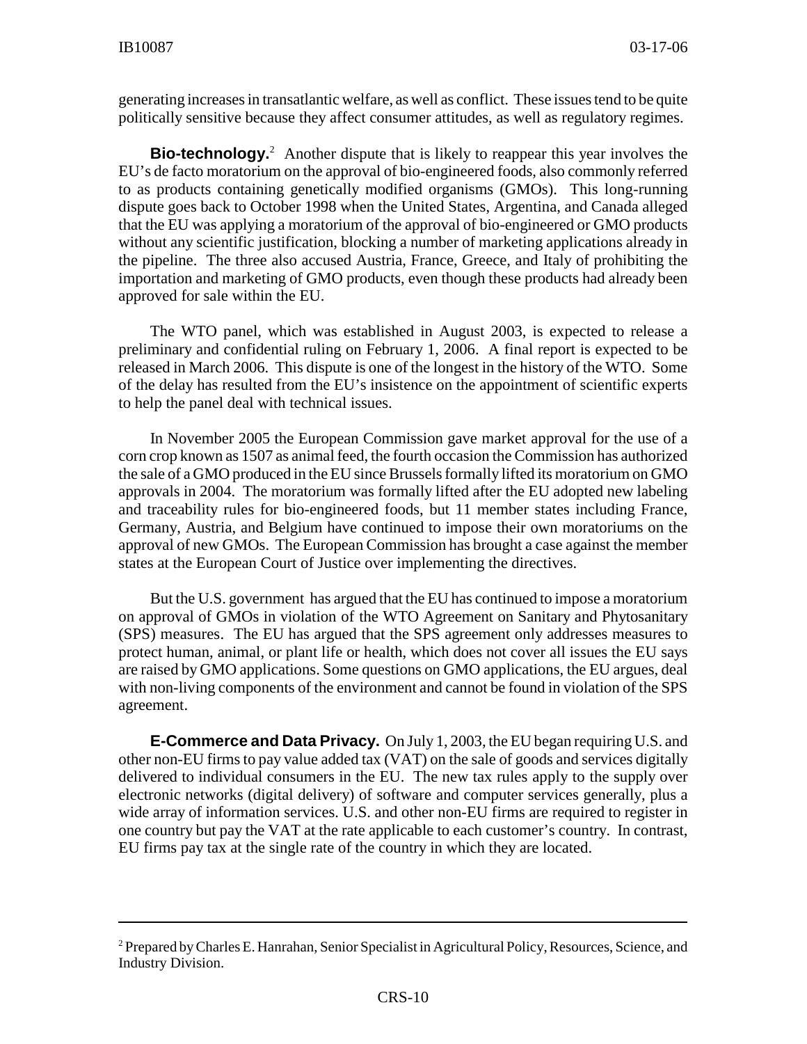generating increases in transatlantic welfare, as well as conflict. These issues tend to be quite politically sensitive because they affect consumer attitudes, as well as regulatory regimes.

**Bio-technology.**[2] Another dispute that is likely to reappear this year involves the EU's de facto moratorium on the approval of bio-engineered foods, also commonly referred to as products containing genetically modified organisms (GMOs). This long-running dispute goes back to October 1998 when the United States, Argentina, and Canada alleged that the EU was applying a moratorium of the approval of bio-engineered or GMO products without any scientific justification, blocking a number of marketing applications already in the pipeline. The three also accused Austria, France, Greece, and Italy of prohibiting the importation and marketing of GMO products, even though these products had already been approved for sale within the EU.

The WTO panel, which was established in August 2003, is expected to release a preliminary and confidential ruling on February 1, 2006. A final report is expected to be released in March 2006. This dispute is one of the longest in the history of the WTO. Some of the delay has resulted from the EU's insistence on the appointment of scientific experts to help the panel deal with technical issues.

In November 2005 the European Commission gave market approval for the use of a corn crop known as 1507 as animal feed, the fourth occasion the Commission has authorized the sale of a GMO produced in the EU since Brussels formally lifted its moratorium on GMO approvals in 2004. The moratorium was formally lifted after the EU adopted new labeling and traceability rules for bio-engineered foods, but 11 member states including France, Germany, Austria, and Belgium have continued to impose their own moratoriums on the approval of new GMOs. The European Commission has brought a case against the member states at the European Court of Justice over implementing the directives.

But the U.S. government has argued that the EU has continued to impose a moratorium on approval of GMOs in violation of the WTO Agreement on Sanitary and Phytosanitary (SPS) measures. The EU has argued that the SPS agreement only addresses measures to protect human, animal, or plant life or health, which does not cover all issues the EU says are raised by GMO applications. Some questions on GMO applications, the EU argues, deal with non-living components of the environment and cannot be found in violation of the SPS agreement.

**E-Commerce and Data Privacy.** On July 1, 2003, the EU began requiring U.S. and other non-EU firms to pay value added tax (VAT) on the sale of goods and services digitally delivered to individual consumers in the EU. The new tax rules apply to the supply over electronic networks (digital delivery) of software and computer services generally, plus a wide array of information services. U.S. and other non-EU firms are required to register in one country but pay the VAT at the rate applicable to each customer's country. In contrast, EU firms pay tax at the single rate of the country in which they are located.

---

[2] Prepared by Charles E. Hanrahan, Senior Specialist in Agricultural Policy, Resources, Science, and Industry Division.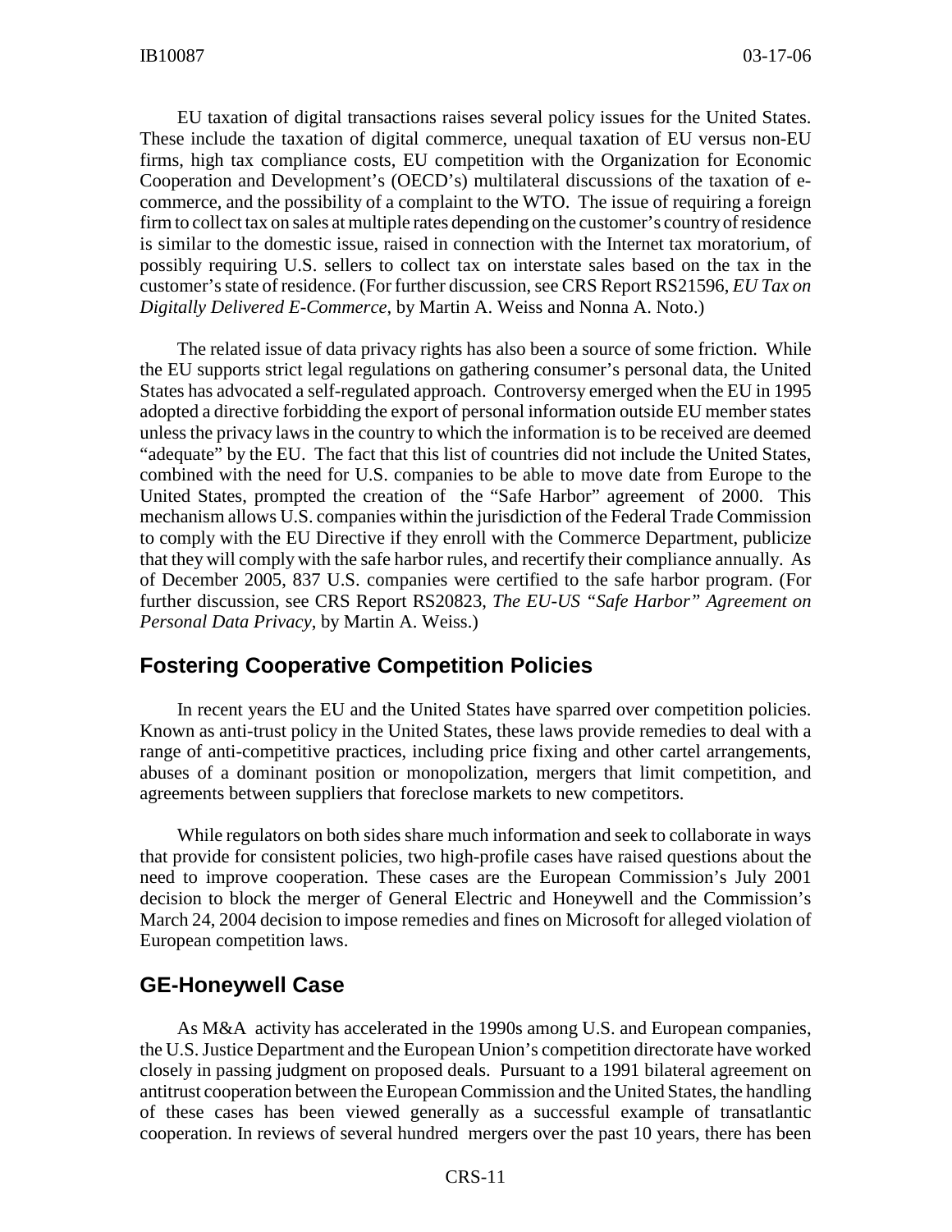EU taxation of digital transactions raises several policy issues for the United States. These include the taxation of digital commerce, unequal taxation of EU versus non-EU firms, high tax compliance costs, EU competition with the Organization for Economic Cooperation and Development's (OECD's) multilateral discussions of the taxation of e-commerce, and the possibility of a complaint to the WTO. The issue of requiring a foreign firm to collect tax on sales at multiple rates depending on the customer's country of residence is similar to the domestic issue, raised in connection with the Internet tax moratorium, of possibly requiring U.S. sellers to collect tax on interstate sales based on the tax in the customer's state of residence. (For further discussion, see CRS Report RS21596, *EU Tax on Digitally Delivered E-Commerce*, by Martin A. Weiss and Nonna A. Noto.)

The related issue of data privacy rights has also been a source of some friction. While the EU supports strict legal regulations on gathering consumer's personal data, the United States has advocated a self-regulated approach. Controversy emerged when the EU in 1995 adopted a directive forbidding the export of personal information outside EU member states unless the privacy laws in the country to which the information is to be received are deemed "adequate" by the EU. The fact that this list of countries did not include the United States, combined with the need for U.S. companies to be able to move date from Europe to the United States, prompted the creation of the "Safe Harbor" agreement of 2000. This mechanism allows U.S. companies within the jurisdiction of the Federal Trade Commission to comply with the EU Directive if they enroll with the Commerce Department, publicize that they will comply with the safe harbor rules, and recertify their compliance annually. As of December 2005, 837 U.S. companies were certified to the safe harbor program. (For further discussion, see CRS Report RS20823, *The EU-US "Safe Harbor" Agreement on Personal Data Privacy*, by Martin A. Weiss.)

## Fostering Cooperative Competition Policies

In recent years the EU and the United States have sparred over competition policies. Known as anti-trust policy in the United States, these laws provide remedies to deal with a range of anti-competitive practices, including price fixing and other cartel arrangements, abuses of a dominant position or monopolization, mergers that limit competition, and agreements between suppliers that foreclose markets to new competitors.

While regulators on both sides share much information and seek to collaborate in ways that provide for consistent policies, two high-profile cases have raised questions about the need to improve cooperation. These cases are the European Commission's July 2001 decision to block the merger of General Electric and Honeywell and the Commission's March 24, 2004 decision to impose remedies and fines on Microsoft for alleged violation of European competition laws.

## GE-Honeywell Case

As M&A activity has accelerated in the 1990s among U.S. and European companies, the U.S. Justice Department and the European Union's competition directorate have worked closely in passing judgment on proposed deals. Pursuant to a 1991 bilateral agreement on antitrust cooperation between the European Commission and the United States, the handling of these cases has been viewed generally as a successful example of transatlantic cooperation. In reviews of several hundred mergers over the past 10 years, there has been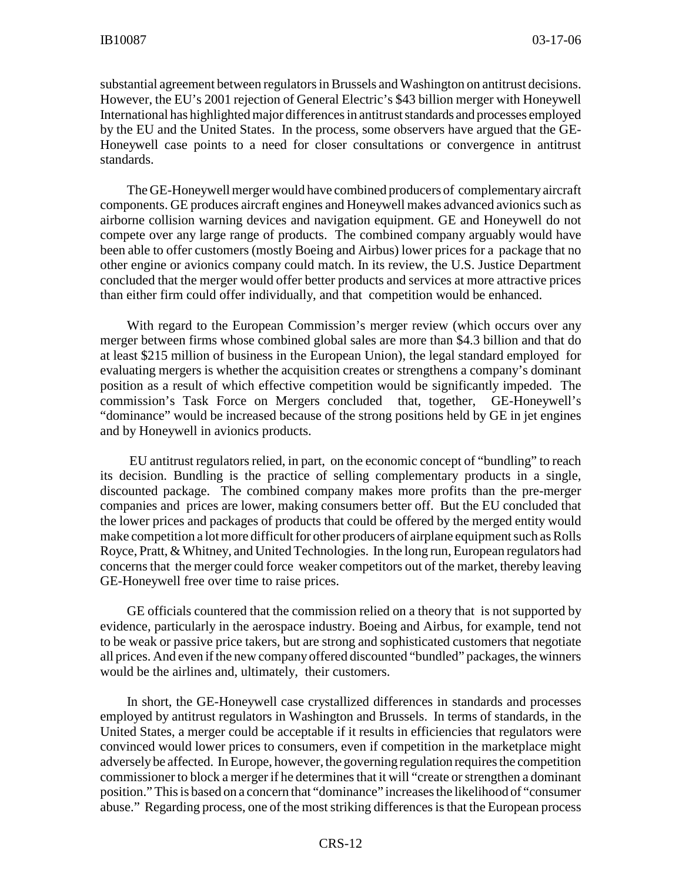substantial agreement between regulators in Brussels and Washington on antitrust decisions. However, the EU's 2001 rejection of General Electric's $43 billion merger with Honeywell International has highlighted major differences in antitrust standards and processes employed by the EU and the United States. In the process, some observers have argued that the GE-Honeywell case points to a need for closer consultations or convergence in antitrust standards.

The GE-Honeywell merger would have combined producers of complementary aircraft components. GE produces aircraft engines and Honeywell makes advanced avionics such as airborne collision warning devices and navigation equipment. GE and Honeywell do not compete over any large range of products. The combined company arguably would have been able to offer customers (mostly Boeing and Airbus) lower prices for a package that no other engine or avionics company could match. In its review, the U.S. Justice Department concluded that the merger would offer better products and services at more attractive prices than either firm could offer individually, and that competition would be enhanced.

With regard to the European Commission's merger review (which occurs over any merger between firms whose combined global sales are more than $4.3 billion and that do at least $215 million of business in the European Union), the legal standard employed for evaluating mergers is whether the acquisition creates or strengthens a company's dominant position as a result of which effective competition would be significantly impeded. The commission's Task Force on Mergers concluded that, together, GE-Honeywell's "dominance" would be increased because of the strong positions held by GE in jet engines and by Honeywell in avionics products.

EU antitrust regulators relied, in part, on the economic concept of "bundling" to reach its decision. Bundling is the practice of selling complementary products in a single, discounted package. The combined company makes more profits than the pre-merger companies and prices are lower, making consumers better off. But the EU concluded that the lower prices and packages of products that could be offered by the merged entity would make competition a lot more difficult for other producers of airplane equipment such as Rolls Royce, Pratt, & Whitney, and United Technologies. In the long run, European regulators had concerns that the merger could force weaker competitors out of the market, thereby leaving GE-Honeywell free over time to raise prices.

GE officials countered that the commission relied on a theory that is not supported by evidence, particularly in the aerospace industry. Boeing and Airbus, for example, tend not to be weak or passive price takers, but are strong and sophisticated customers that negotiate all prices. And even if the new company offered discounted "bundled" packages, the winners would be the airlines and, ultimately, their customers.

In short, the GE-Honeywell case crystallized differences in standards and processes employed by antitrust regulators in Washington and Brussels. In terms of standards, in the United States, a merger could be acceptable if it results in efficiencies that regulators were convinced would lower prices to consumers, even if competition in the marketplace might adversely be affected. In Europe, however, the governing regulation requires the competition commissioner to block a merger if he determines that it will "create or strengthen a dominant position." This is based on a concern that "dominance" increases the likelihood of "consumer abuse." Regarding process, one of the most striking differences is that the European process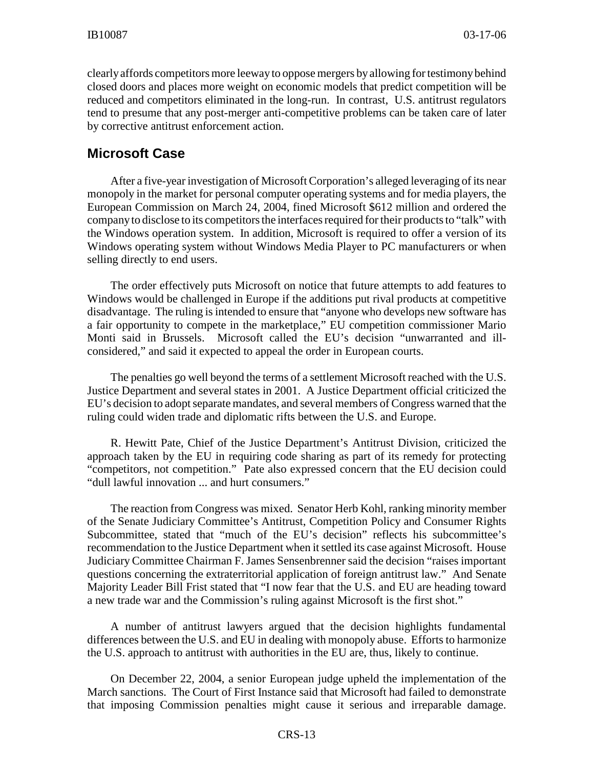clearly affords competitors more leeway to oppose mergers by allowing for testimony behind closed doors and places more weight on economic models that predict competition will be reduced and competitors eliminated in the long-run. In contrast, U.S. antitrust regulators tend to presume that any post-merger anti-competitive problems can be taken care of later by corrective antitrust enforcement action.

## Microsoft Case

After a five-year investigation of Microsoft Corporation's alleged leveraging of its near monopoly in the market for personal computer operating systems and for media players, the European Commission on March 24, 2004, fined Microsoft $612 million and ordered the company to disclose to its competitors the interfaces required for their products to "talk" with the Windows operation system. In addition, Microsoft is required to offer a version of its Windows operating system without Windows Media Player to PC manufacturers or when selling directly to end users.

The order effectively puts Microsoft on notice that future attempts to add features to Windows would be challenged in Europe if the additions put rival products at competitive disadvantage. The ruling is intended to ensure that "anyone who develops new software has a fair opportunity to compete in the marketplace," EU competition commissioner Mario Monti said in Brussels. Microsoft called the EU's decision "unwarranted and ill-considered," and said it expected to appeal the order in European courts.

The penalties go well beyond the terms of a settlement Microsoft reached with the U.S. Justice Department and several states in 2001. A Justice Department official criticized the EU's decision to adopt separate mandates, and several members of Congress warned that the ruling could widen trade and diplomatic rifts between the U.S. and Europe.

R. Hewitt Pate, Chief of the Justice Department's Antitrust Division, criticized the approach taken by the EU in requiring code sharing as part of its remedy for protecting "competitors, not competition." Pate also expressed concern that the EU decision could "dull lawful innovation ... and hurt consumers."

The reaction from Congress was mixed. Senator Herb Kohl, ranking minority member of the Senate Judiciary Committee's Antitrust, Competition Policy and Consumer Rights Subcommittee, stated that "much of the EU's decision" reflects his subcommittee's recommendation to the Justice Department when it settled its case against Microsoft. House Judiciary Committee Chairman F. James Sensenbrenner said the decision "raises important questions concerning the extraterritorial application of foreign antitrust law." And Senate Majority Leader Bill Frist stated that "I now fear that the U.S. and EU are heading toward a new trade war and the Commission's ruling against Microsoft is the first shot."

A number of antitrust lawyers argued that the decision highlights fundamental differences between the U.S. and EU in dealing with monopoly abuse. Efforts to harmonize the U.S. approach to antitrust with authorities in the EU are, thus, likely to continue.

On December 22, 2004, a senior European judge upheld the implementation of the March sanctions. The Court of First Instance said that Microsoft had failed to demonstrate that imposing Commission penalties might cause it serious and irreparable damage.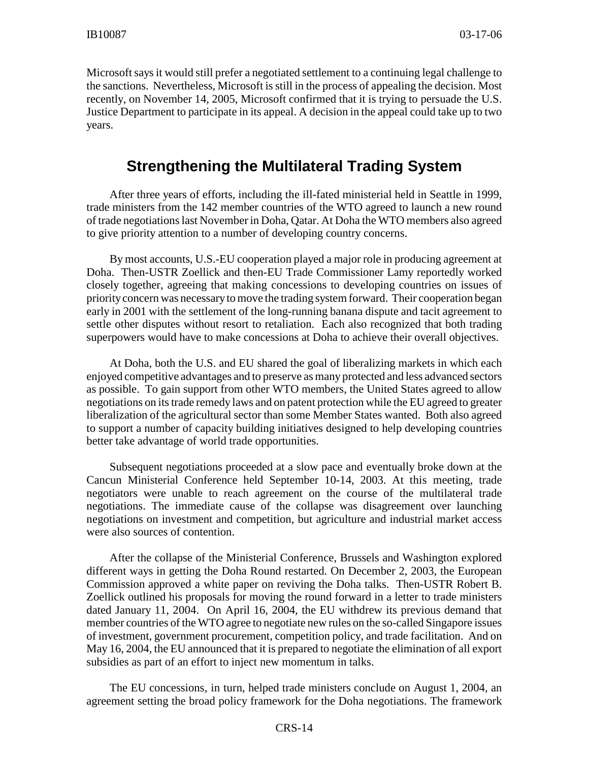Microsoft says it would still prefer a negotiated settlement to a continuing legal challenge to the sanctions. Nevertheless, Microsoft is still in the process of appealing the decision. Most recently, on November 14, 2005, Microsoft confirmed that it is trying to persuade the U.S. Justice Department to participate in its appeal. A decision in the appeal could take up to two years.

## Strengthening the Multilateral Trading System

After three years of efforts, including the ill-fated ministerial held in Seattle in 1999, trade ministers from the 142 member countries of the WTO agreed to launch a new round of trade negotiations last November in Doha, Qatar. At Doha the WTO members also agreed to give priority attention to a number of developing country concerns.

By most accounts, U.S.-EU cooperation played a major role in producing agreement at Doha. Then-USTR Zoellick and then-EU Trade Commissioner Lamy reportedly worked closely together, agreeing that making concessions to developing countries on issues of priority concern was necessary to move the trading system forward. Their cooperation began early in 2001 with the settlement of the long-running banana dispute and tacit agreement to settle other disputes without resort to retaliation. Each also recognized that both trading superpowers would have to make concessions at Doha to achieve their overall objectives.

At Doha, both the U.S. and EU shared the goal of liberalizing markets in which each enjoyed competitive advantages and to preserve as many protected and less advanced sectors as possible. To gain support from other WTO members, the United States agreed to allow negotiations on its trade remedy laws and on patent protection while the EU agreed to greater liberalization of the agricultural sector than some Member States wanted. Both also agreed to support a number of capacity building initiatives designed to help developing countries better take advantage of world trade opportunities.

Subsequent negotiations proceeded at a slow pace and eventually broke down at the Cancun Ministerial Conference held September 10-14, 2003. At this meeting, trade negotiators were unable to reach agreement on the course of the multilateral trade negotiations. The immediate cause of the collapse was disagreement over launching negotiations on investment and competition, but agriculture and industrial market access were also sources of contention.

After the collapse of the Ministerial Conference, Brussels and Washington explored different ways in getting the Doha Round restarted. On December 2, 2003, the European Commission approved a white paper on reviving the Doha talks. Then-USTR Robert B. Zoellick outlined his proposals for moving the round forward in a letter to trade ministers dated January 11, 2004. On April 16, 2004, the EU withdrew its previous demand that member countries of the WTO agree to negotiate new rules on the so-called Singapore issues of investment, government procurement, competition policy, and trade facilitation. And on May 16, 2004, the EU announced that it is prepared to negotiate the elimination of all export subsidies as part of an effort to inject new momentum in talks.

The EU concessions, in turn, helped trade ministers conclude on August 1, 2004, an agreement setting the broad policy framework for the Doha negotiations. The framework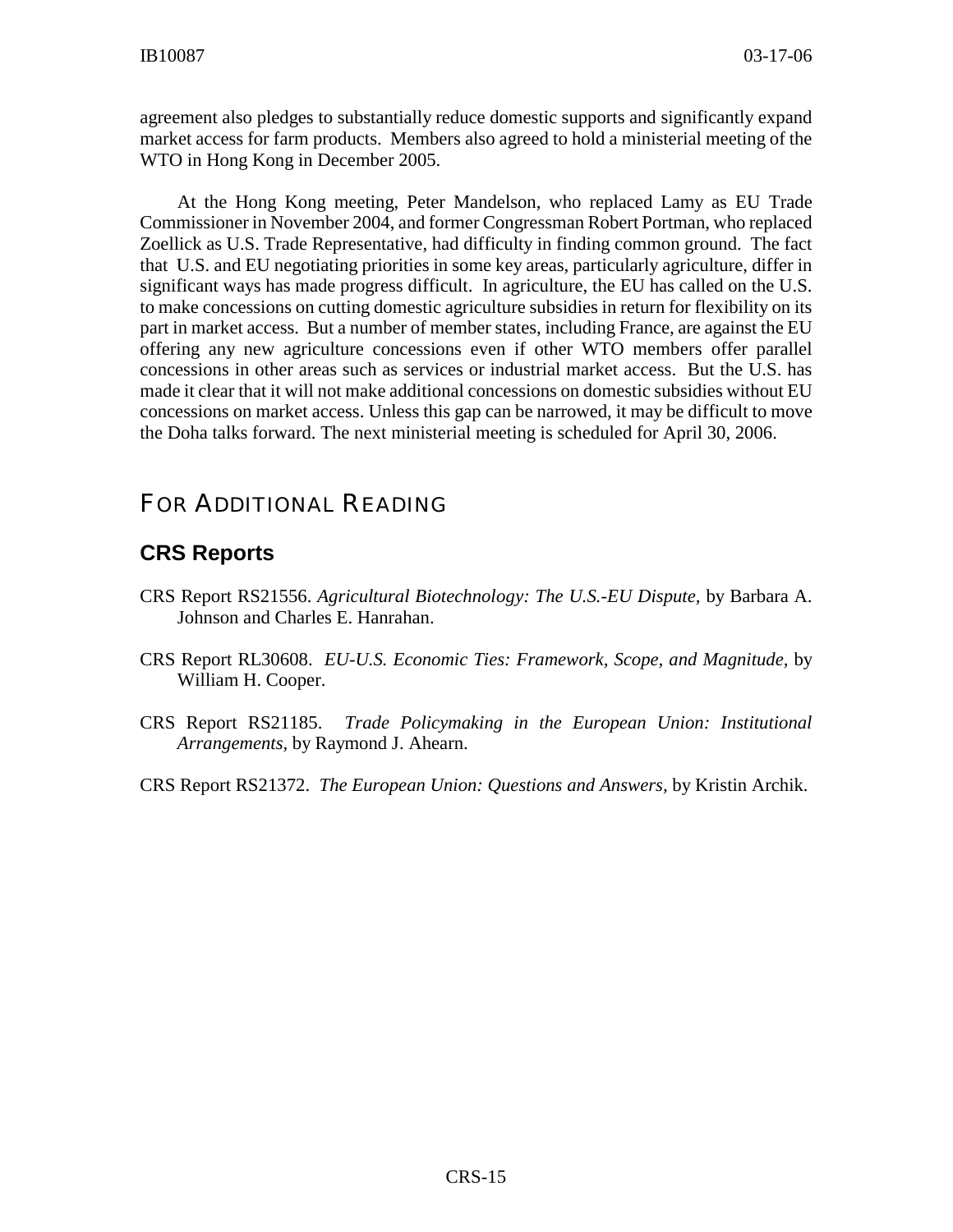agreement also pledges to substantially reduce domestic supports and significantly expand market access for farm products. Members also agreed to hold a ministerial meeting of the WTO in Hong Kong in December 2005.

At the Hong Kong meeting, Peter Mandelson, who replaced Lamy as EU Trade Commissioner in November 2004, and former Congressman Robert Portman, who replaced Zoellick as U.S. Trade Representative, had difficulty in finding common ground. The fact that U.S. and EU negotiating priorities in some key areas, particularly agriculture, differ in significant ways has made progress difficult. In agriculture, the EU has called on the U.S. to make concessions on cutting domestic agriculture subsidies in return for flexibility on its part in market access. But a number of member states, including France, are against the EU offering any new agriculture concessions even if other WTO members offer parallel concessions in other areas such as services or industrial market access. But the U.S. has made it clear that it will not make additional concessions on domestic subsidies without EU concessions on market access. Unless this gap can be narrowed, it may be difficult to move the Doha talks forward. The next ministerial meeting is scheduled for April 30, 2006.

# For Additional Reading

## CRS Reports

CRS Report RS21556. *Agricultural Biotechnology: The U.S.-EU Dispute,* by Barbara A. Johnson and Charles E. Hanrahan.

CRS Report RL30608. *EU-U.S. Economic Ties: Framework, Scope, and Magnitude,* by William H. Cooper.

CRS Report RS21185. *Trade Policymaking in the European Union: Institutional Arrangements*, by Raymond J. Ahearn.

CRS Report RS21372. *The European Union: Questions and Answers,* by Kristin Archik.